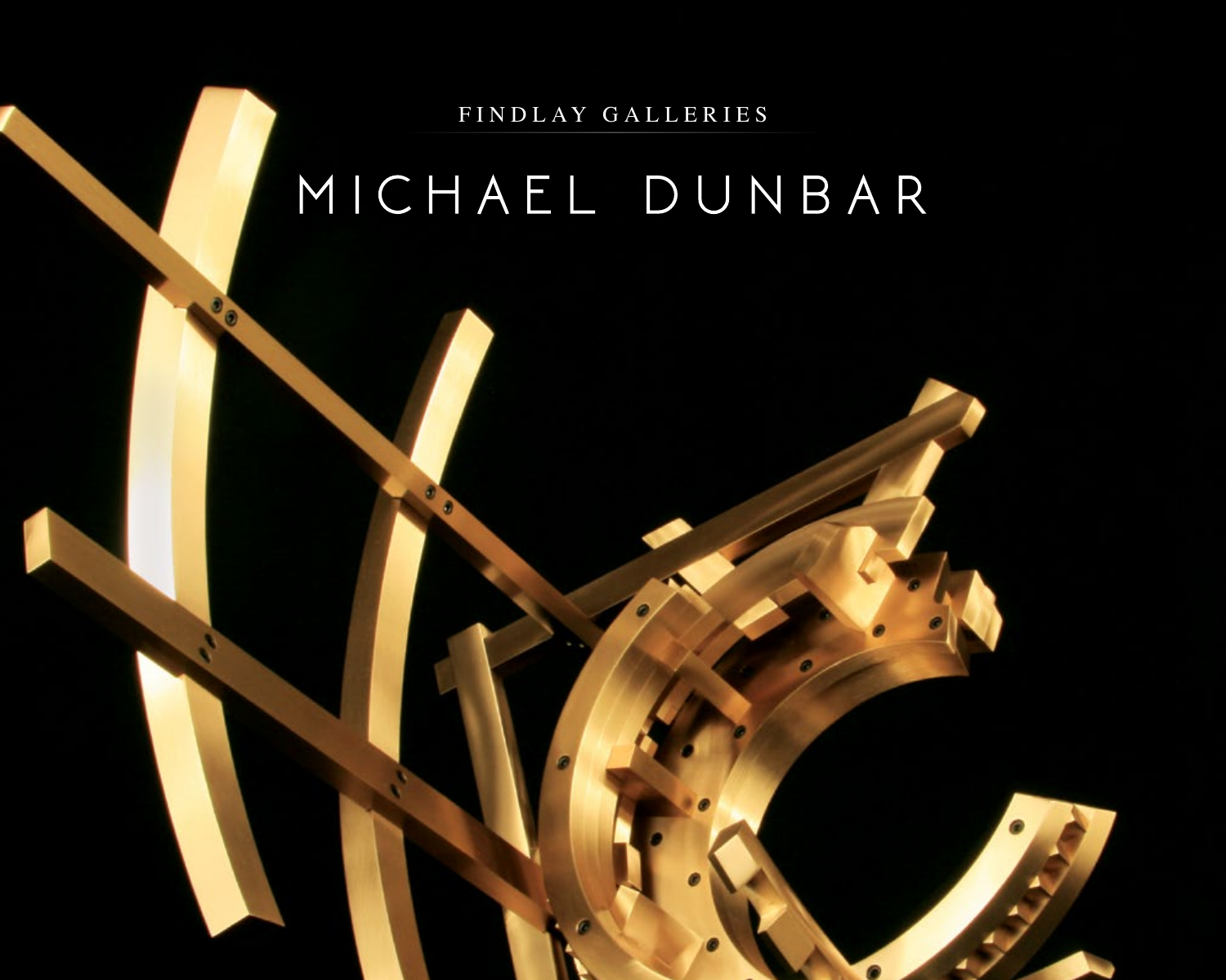FINDLAY GALLERIES

# MICHAEL DUNBAR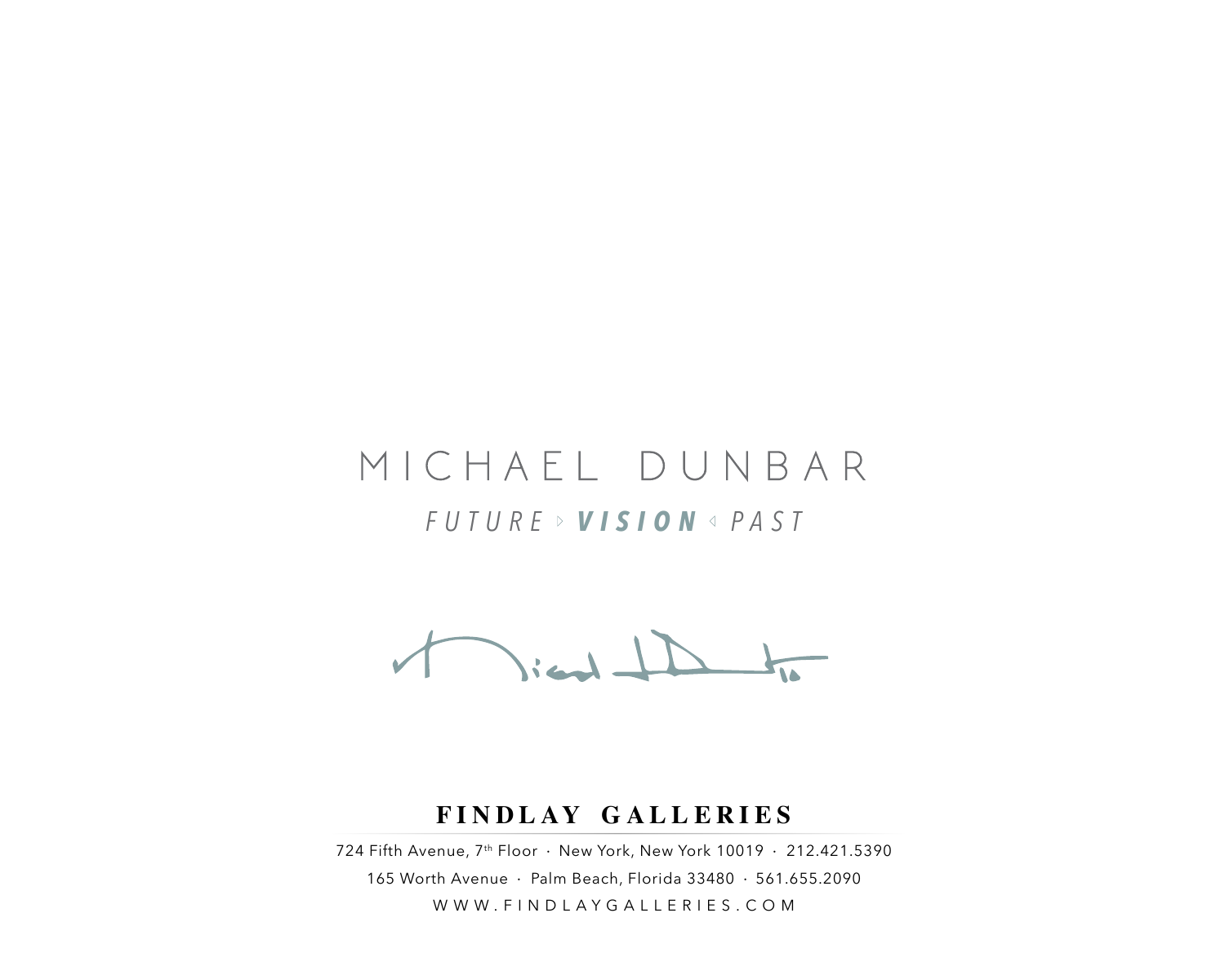# MICHAEL DUNBAR

## *FUTURE* ▷ ***VISION*** ◁ *PAST*

**FINDLAY GALLERIES**

724 Fifth Avenue, 7th Floor · New York, New York 10019 · 212.421.5390

165 Worth Avenue · Palm Beach, Florida 33480 · 561.655.2090

WWW.FINDLAYGALLERIES.COM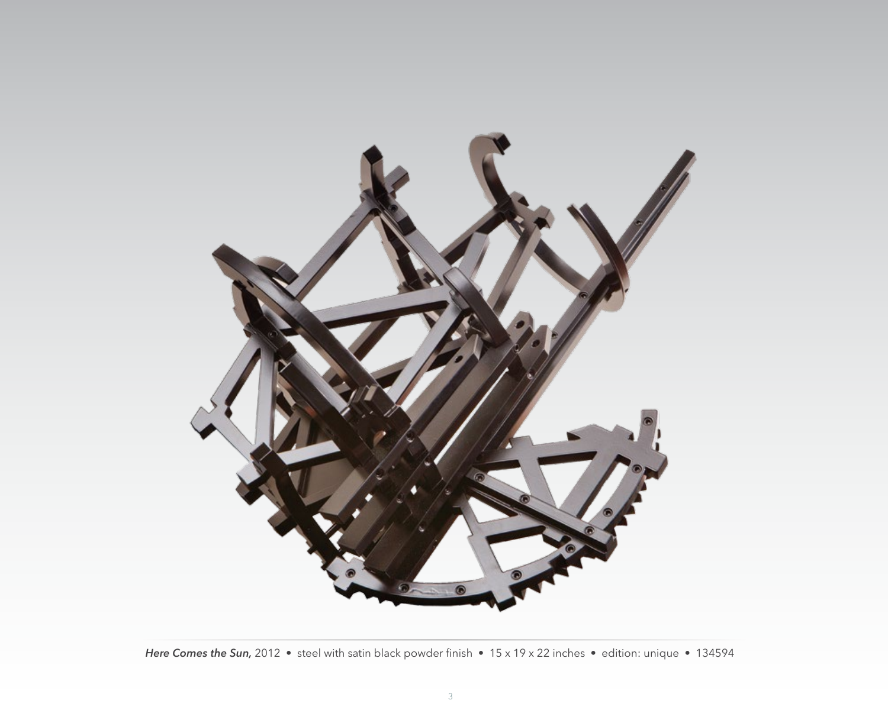***Here Comes the Sun,*** 2012 • steel with satin black powder finish • 15 x 19 x 22 inches • edition: unique • 134594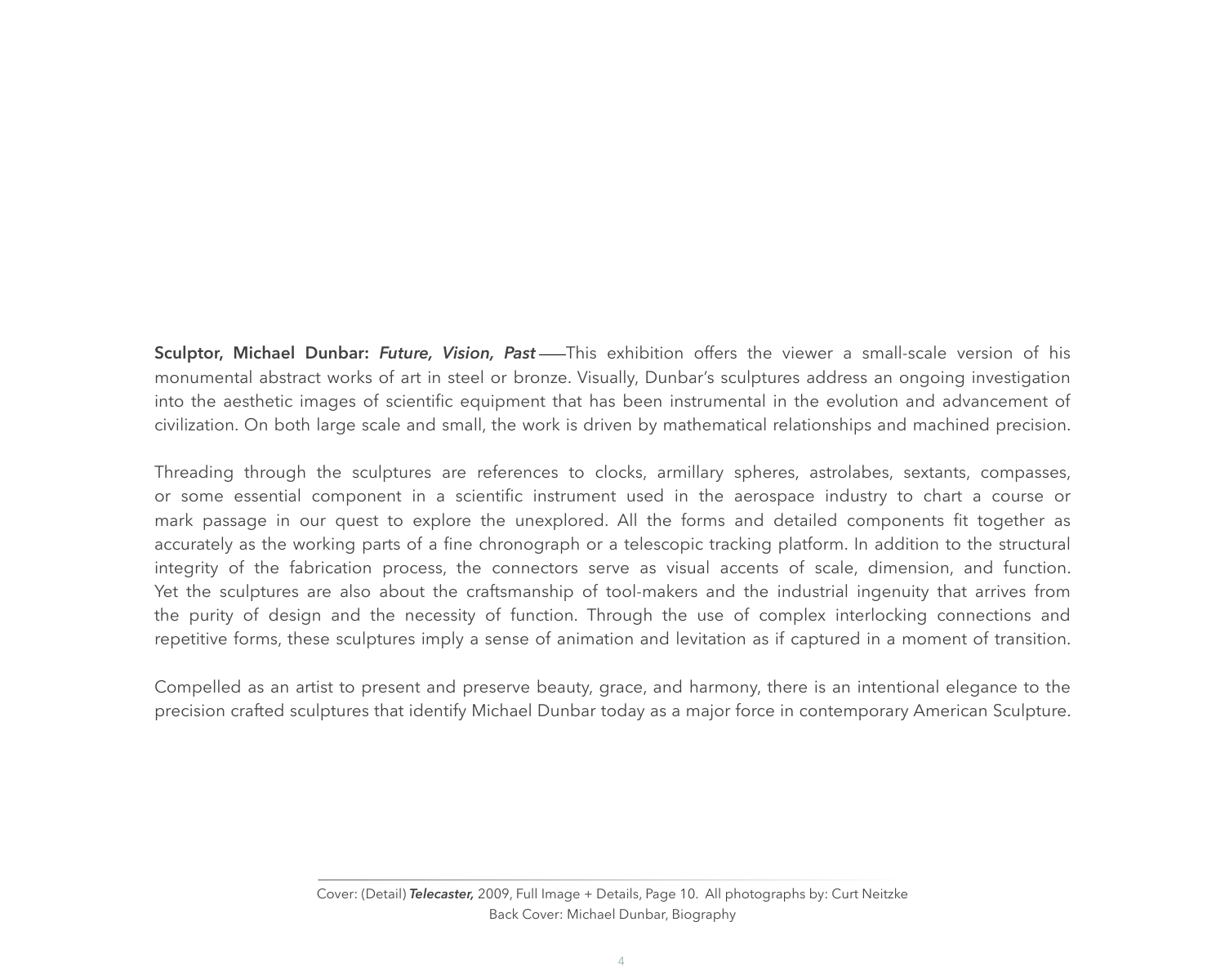**Sculptor, Michael Dunbar:** ***Future, Vision, Past*** ——This exhibition offers the viewer a small-scale version of his monumental abstract works of art in steel or bronze. Visually, Dunbar's sculptures address an ongoing investigation into the aesthetic images of scientific equipment that has been instrumental in the evolution and advancement of civilization. On both large scale and small, the work is driven by mathematical relationships and machined precision.

Threading through the sculptures are references to clocks, armillary spheres, astrolabes, sextants, compasses, or some essential component in a scientific instrument used in the aerospace industry to chart a course or mark passage in our quest to explore the unexplored. All the forms and detailed components fit together as accurately as the working parts of a fine chronograph or a telescopic tracking platform. In addition to the structural integrity of the fabrication process, the connectors serve as visual accents of scale, dimension, and function. Yet the sculptures are also about the craftsmanship of tool-makers and the industrial ingenuity that arrives from the purity of design and the necessity of function. Through the use of complex interlocking connections and repetitive forms, these sculptures imply a sense of animation and levitation as if captured in a moment of transition.

Compelled as an artist to present and preserve beauty, grace, and harmony, there is an intentional elegance to the precision crafted sculptures that identify Michael Dunbar today as a major force in contemporary American Sculpture.

---

Cover: (Detail) ***Telecaster,*** 2009, Full Image + Details, Page 10. All photographs by: Curt Neitzke
Back Cover: Michael Dunbar, Biography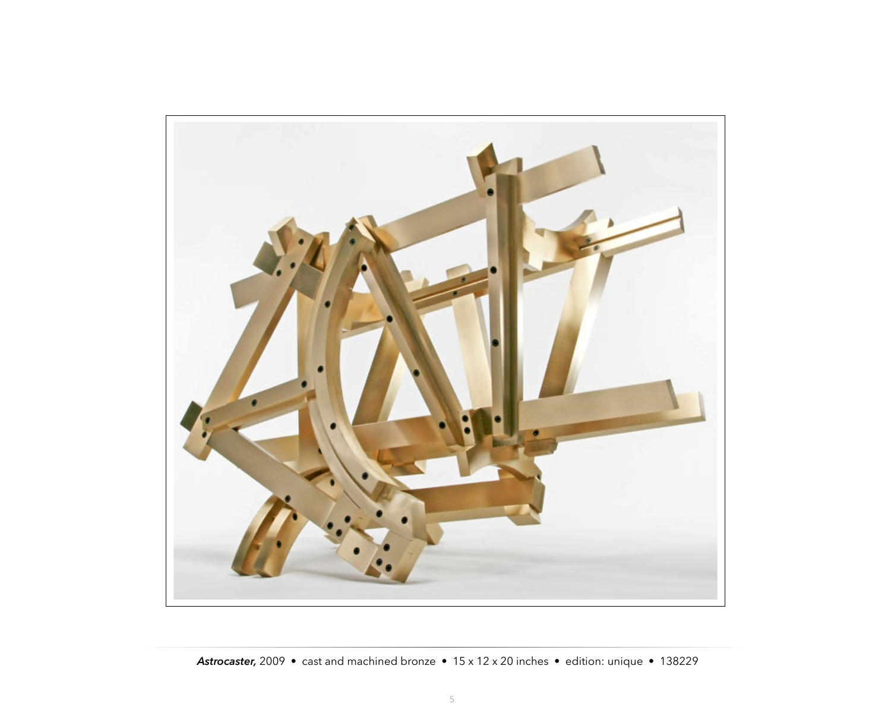***Astrocaster,*** 2009 • cast and machined bronze • 15 x 12 x 20 inches • edition: unique • 138229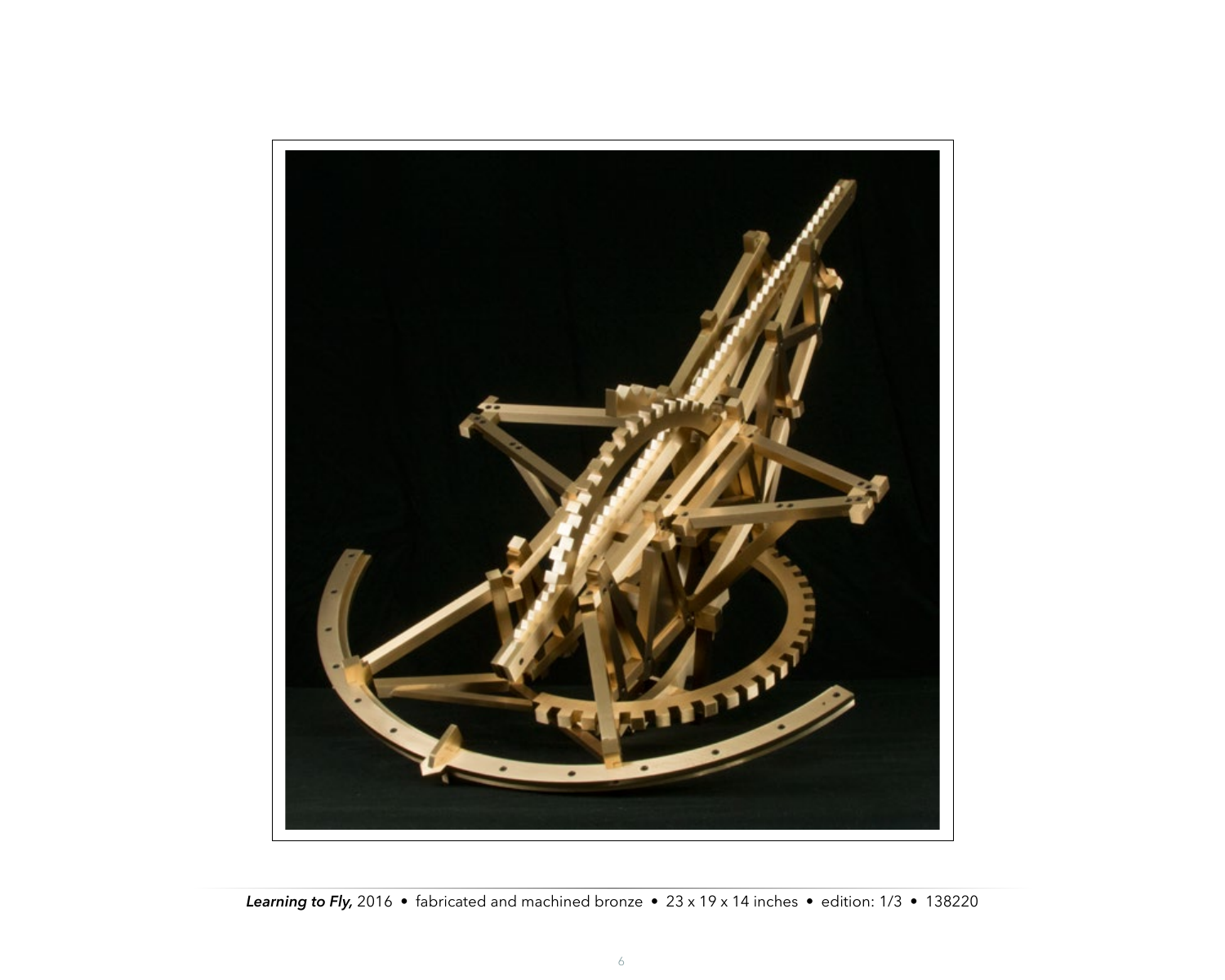***Learning to Fly,*** 2016 • fabricated and machined bronze • 23 x 19 x 14 inches • edition: 1/3 • 138220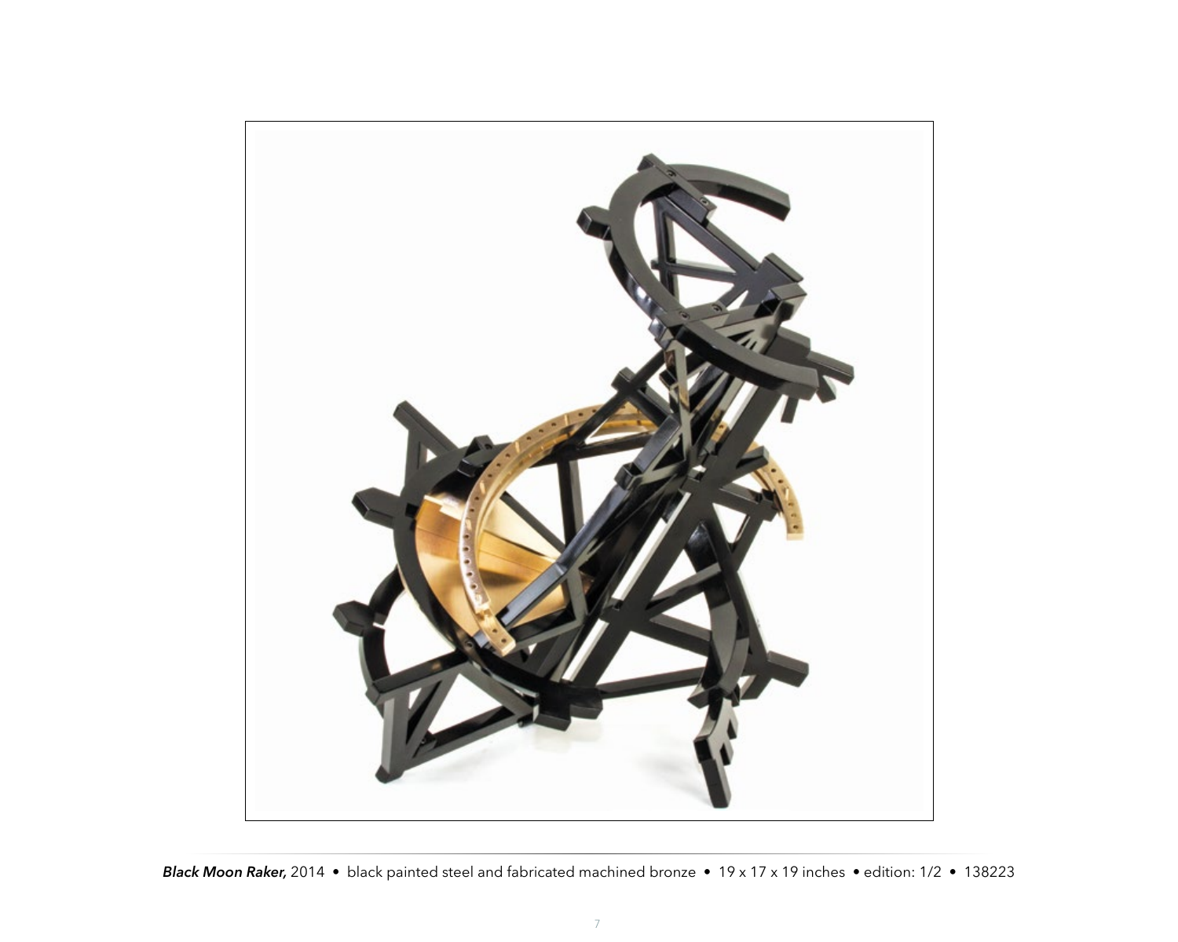***Black Moon Raker,*** 2014 • black painted steel and fabricated machined bronze • 19 x 17 x 19 inches • edition: 1/2 • 138223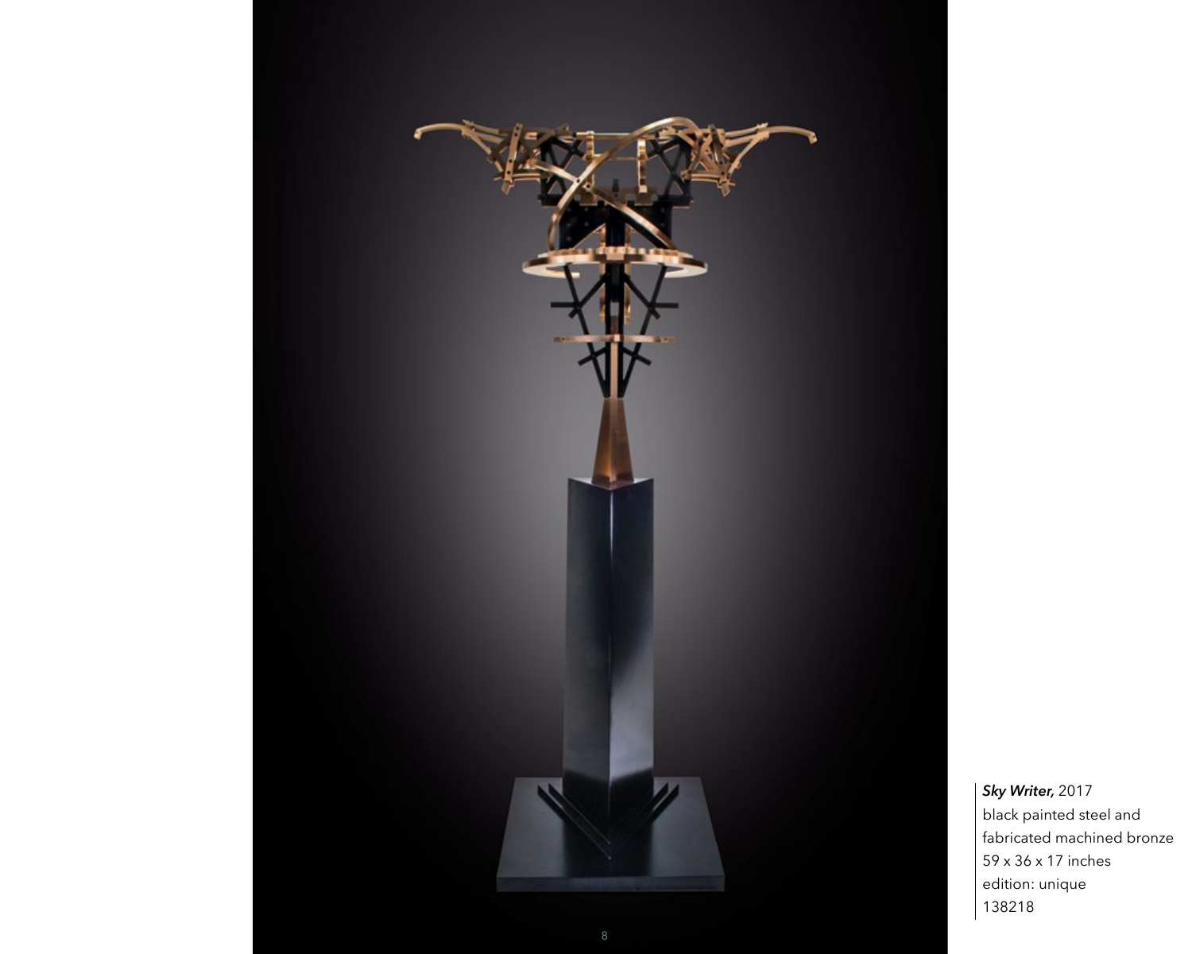***Sky Writer,*** 2017
black painted steel and
fabricated machined bronze
59 x 36 x 17 inches
edition: unique
138218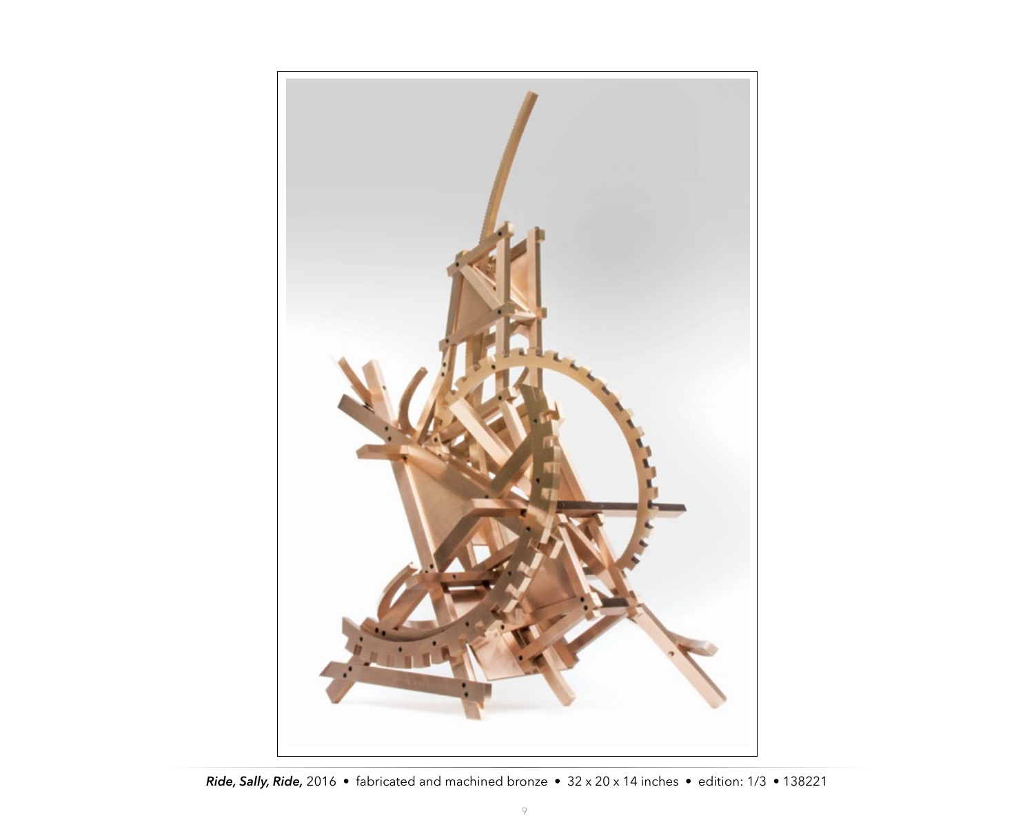***Ride, Sally, Ride,*** 2016 • fabricated and machined bronze • 32 x 20 x 14 inches • edition: 1/3 • 138221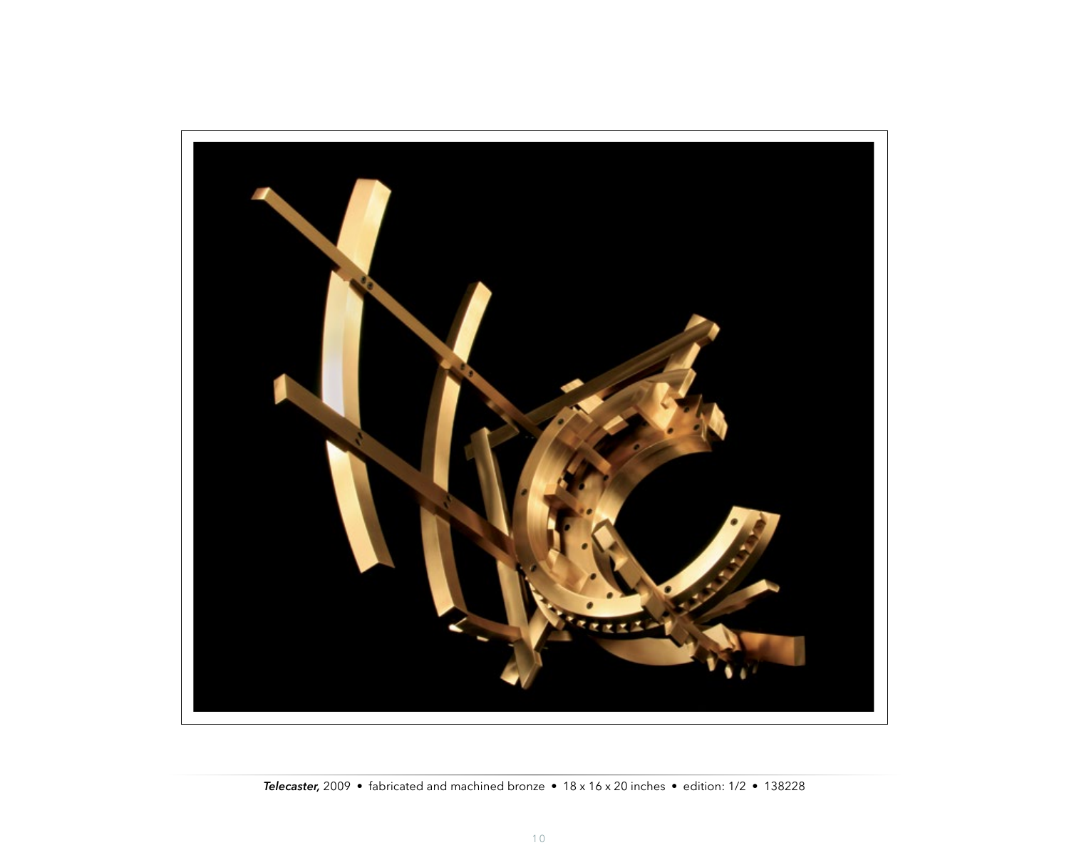***Telecaster,*** 2009 • fabricated and machined bronze • 18 x 16 x 20 inches • edition: 1/2 • 138228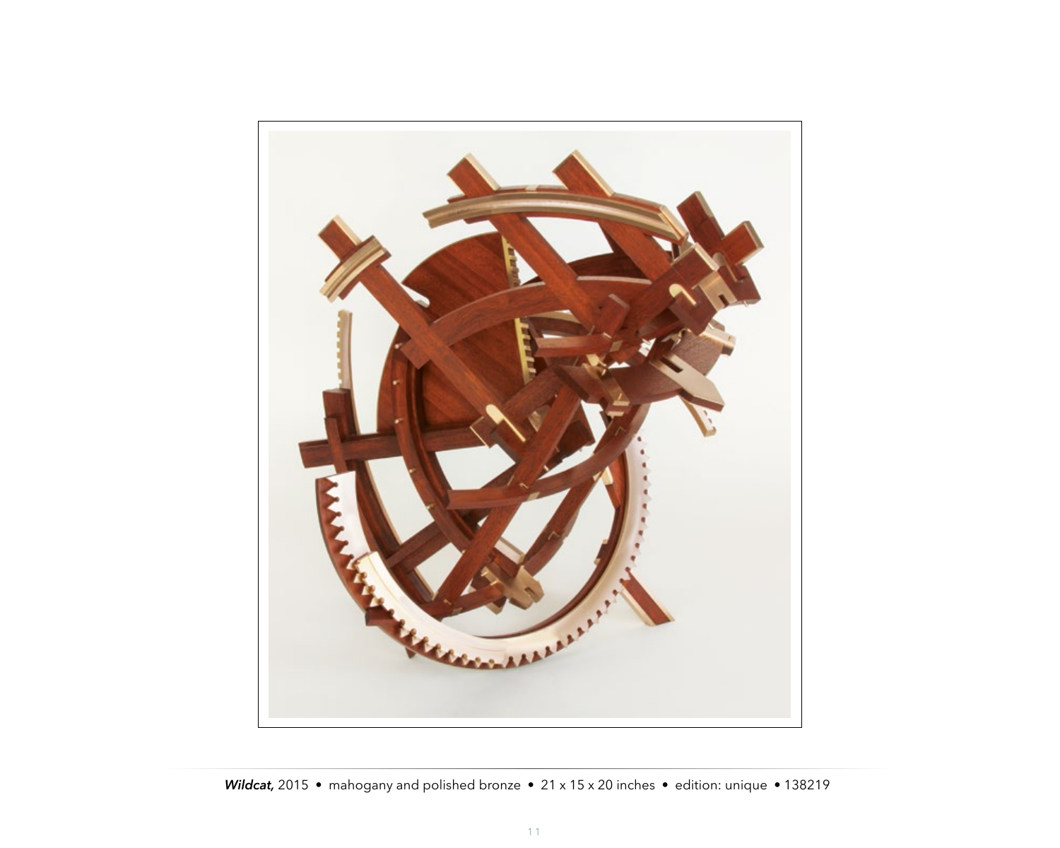***Wildcat,*** 2015 • mahogany and polished bronze • 21 x 15 x 20 inches • edition: unique • 138219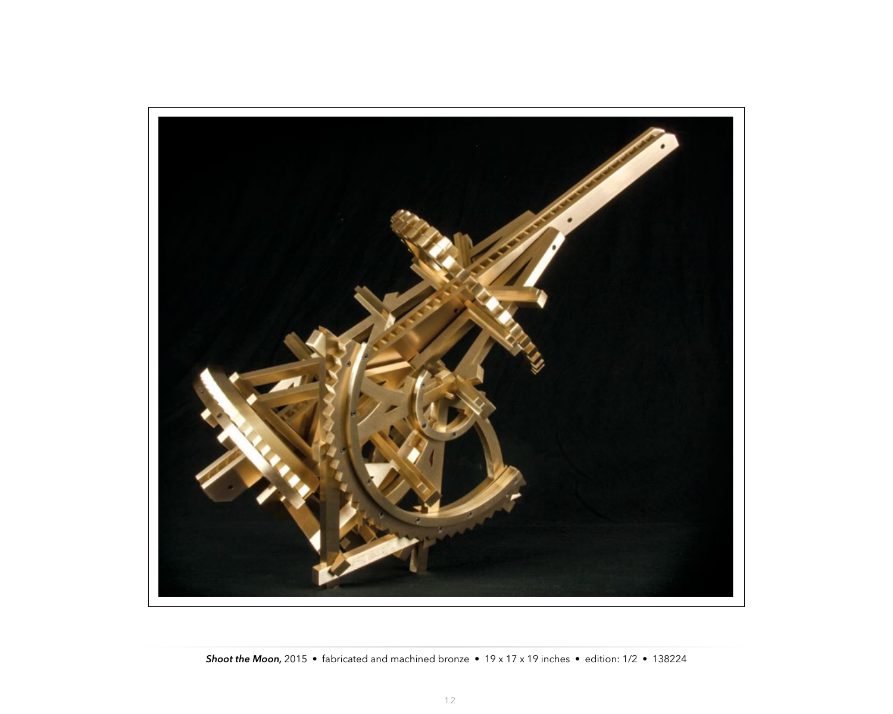***Shoot the Moon,*** 2015 • fabricated and machined bronze • 19 x 17 x 19 inches • edition: 1/2 • 138224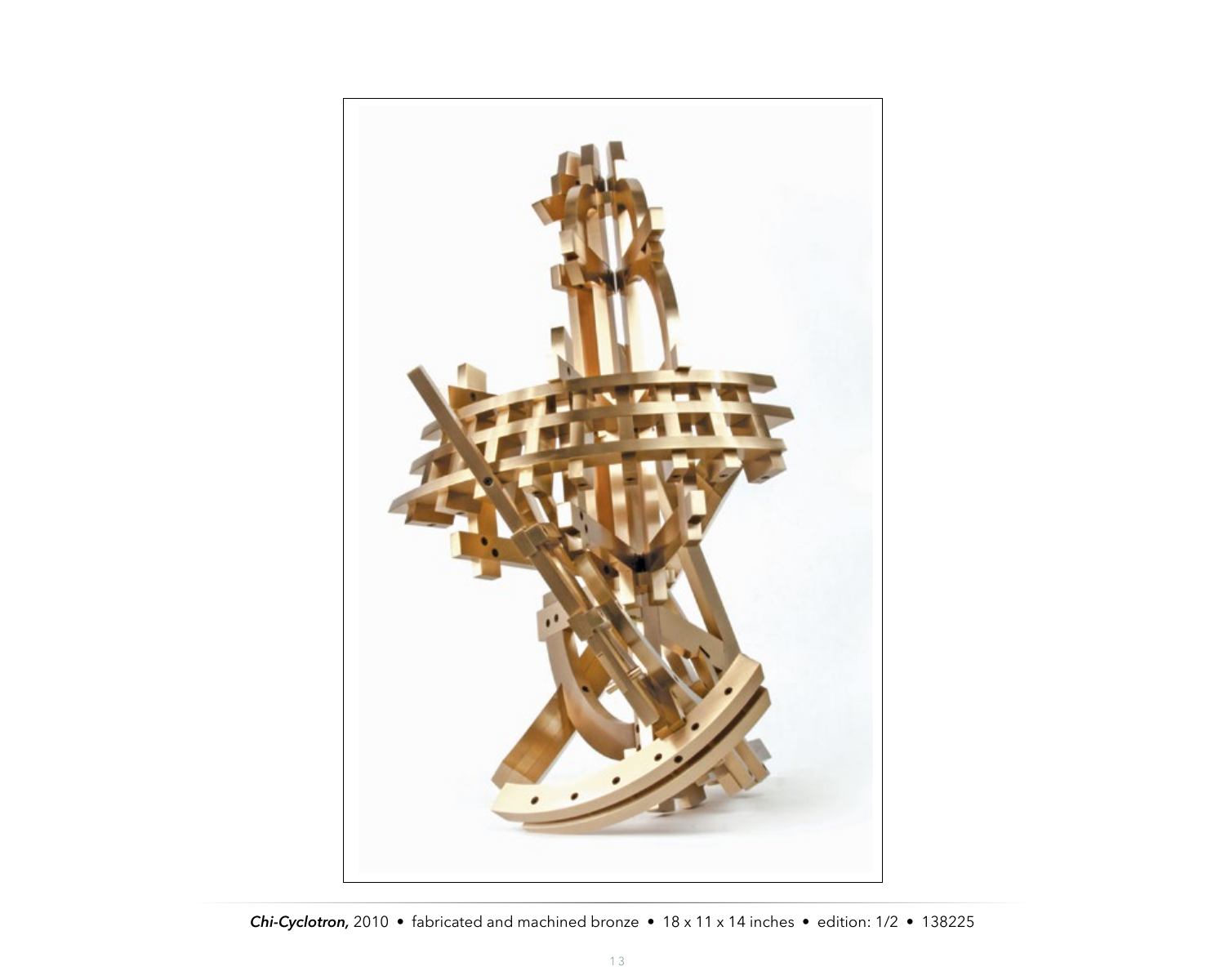***Chi-Cyclotron,*** 2010 • fabricated and machined bronze • 18 x 11 x 14 inches • edition: 1/2 • 138225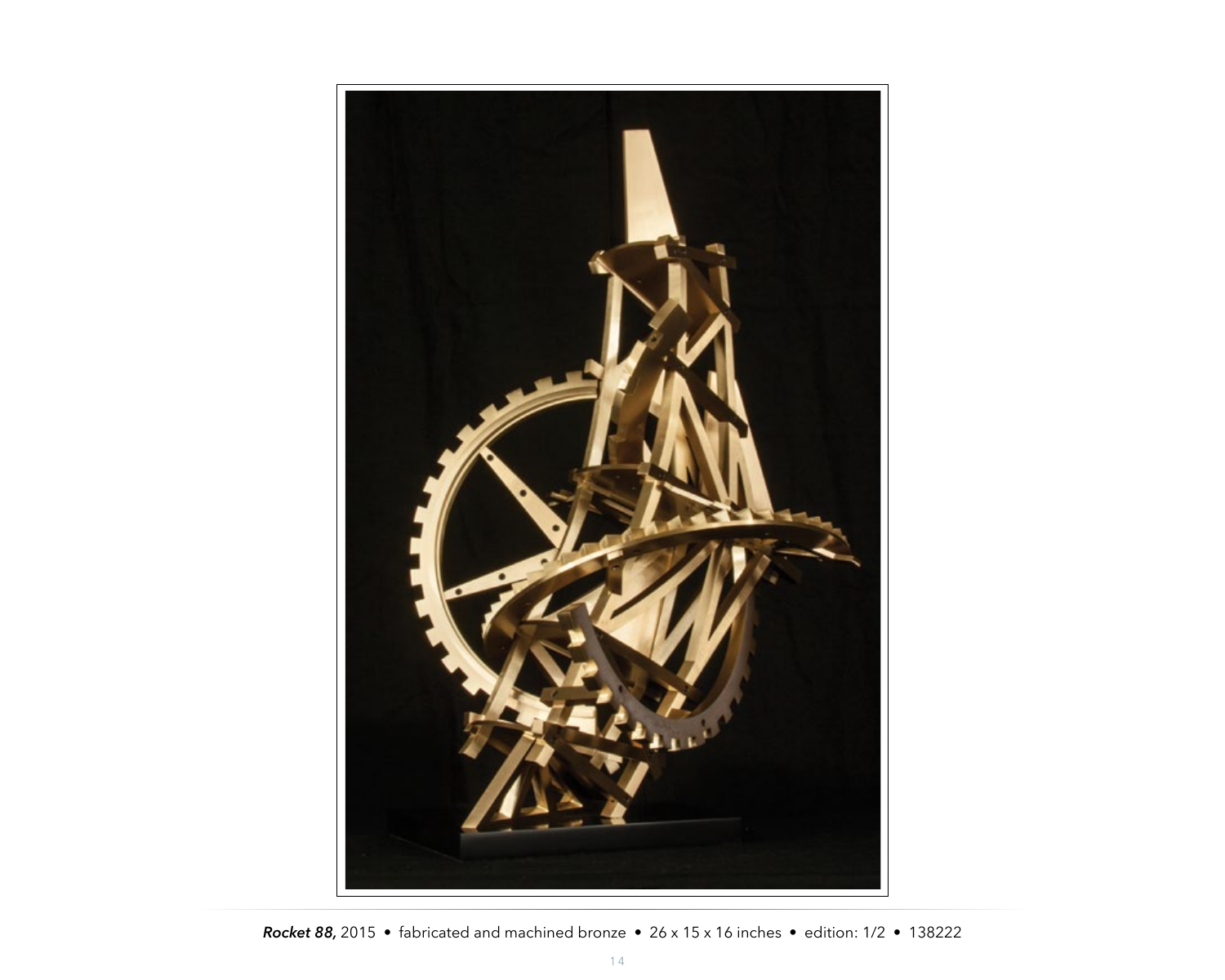***Rocket 88,*** 2015 • fabricated and machined bronze • 26 x 15 x 16 inches • edition: 1/2 • 138222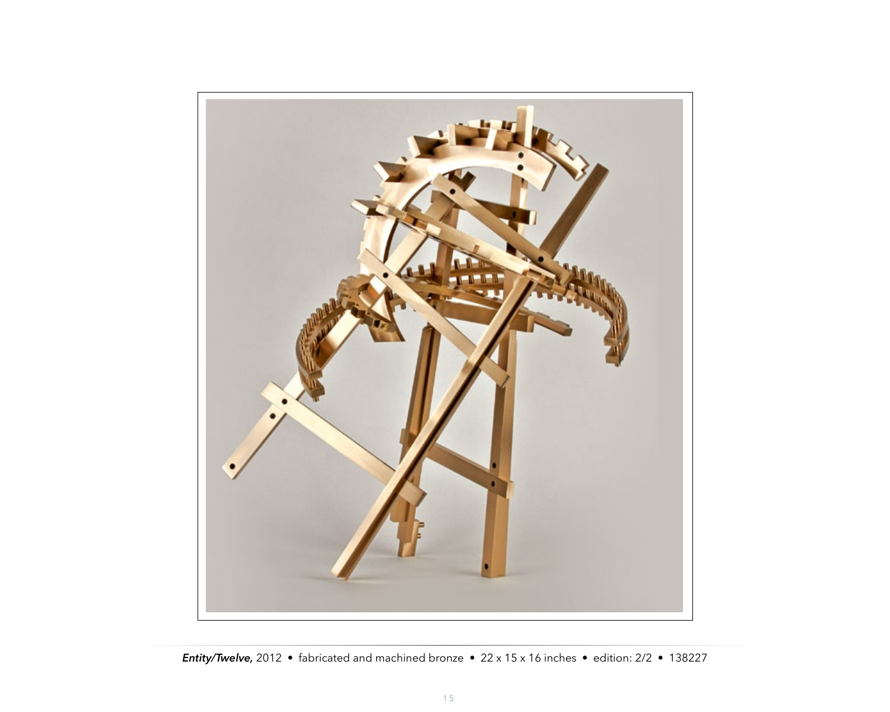***Entity/Twelve,*** 2012 • fabricated and machined bronze • 22 x 15 x 16 inches • edition: 2/2 • 138227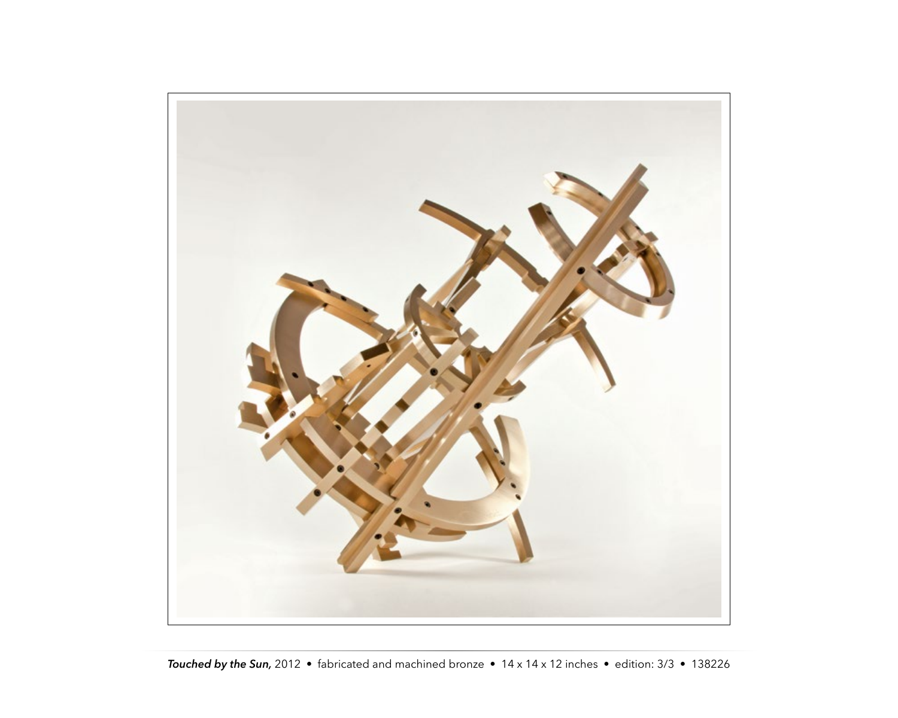***Touched by the Sun,*** 2012 • fabricated and machined bronze • 14 x 14 x 12 inches • edition: 3/3 • 138226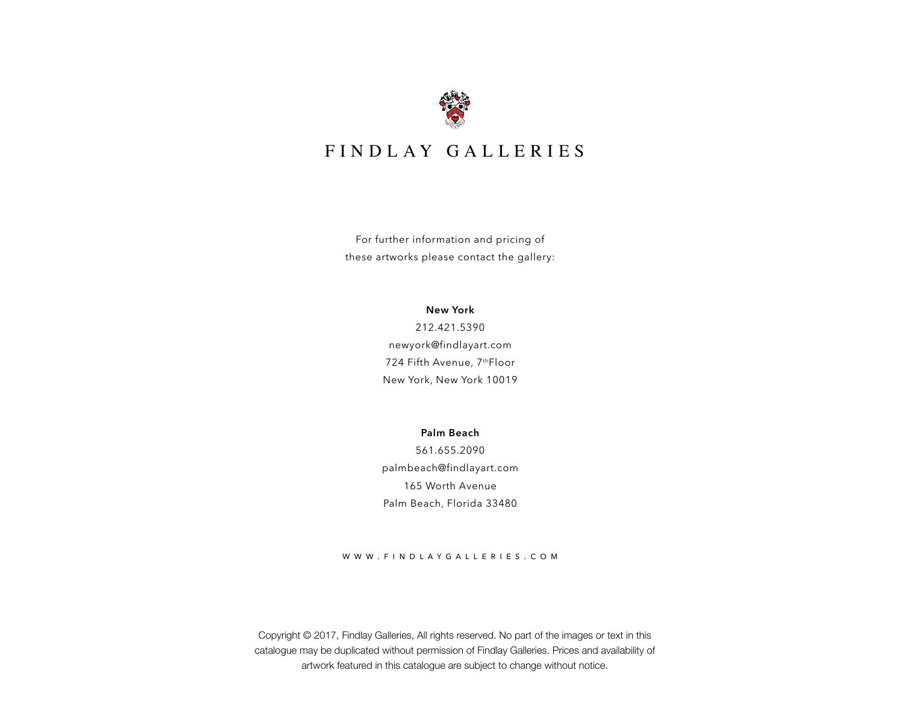# FINDLAY GALLERIES

For further information and pricing of
these artworks please contact the gallery:

**New York**
212.421.5390
newyork@findlayart.com
724 Fifth Avenue, 7th Floor
New York, New York 10019

**Palm Beach**
561.655.2090
palmbeach@findlayart.com
165 Worth Avenue
Palm Beach, Florida 33480

WWW.FINDLAYGALLERIES.COM

Copyright © 2017, Findlay Galleries, All rights reserved. No part of the images or text in this catalogue may be duplicated without permission of Findlay Galleries. Prices and availability of artwork featured in this catalogue are subject to change without notice.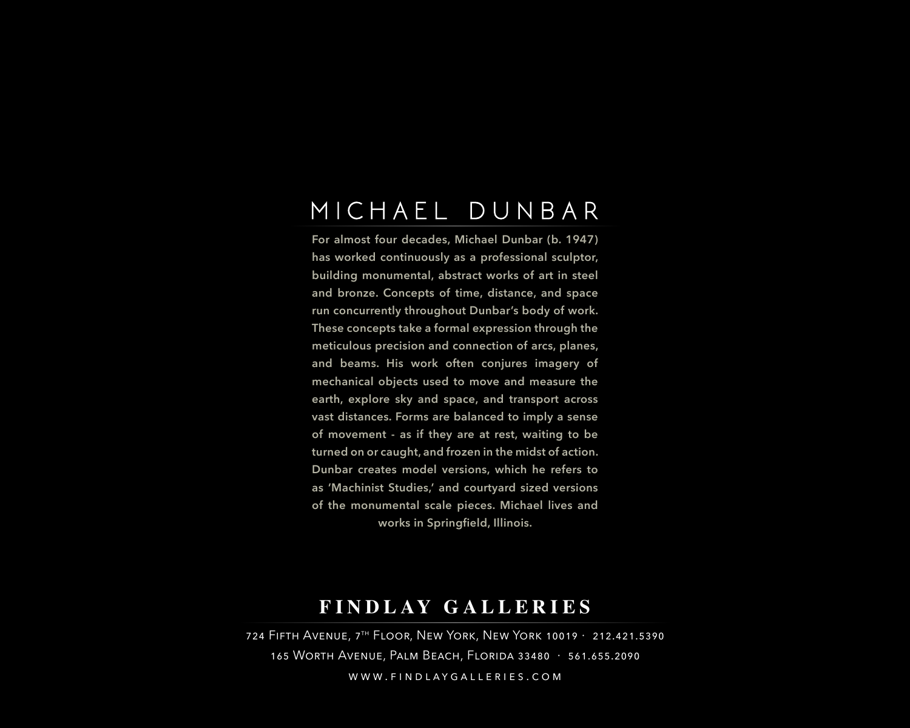# MICHAEL DUNBAR

**For almost four decades, Michael Dunbar (b. 1947) has worked continuously as a professional sculptor, building monumental, abstract works of art in steel and bronze. Concepts of time, distance, and space run concurrently throughout Dunbar's body of work. These concepts take a formal expression through the meticulous precision and connection of arcs, planes, and beams. His work often conjures imagery of mechanical objects used to move and measure the earth, explore sky and space, and transport across vast distances. Forms are balanced to imply a sense of movement - as if they are at rest, waiting to be turned on or caught, and frozen in the midst of action. Dunbar creates model versions, which he refers to as 'Machinist Studies,' and courtyard sized versions of the monumental scale pieces. Michael lives and works in Springfield, Illinois.**

## FINDLAY GALLERIES

724 Fifth Avenue, 7th Floor, New York, New York 10019 · 212.421.5390

165 Worth Avenue, Palm Beach, Florida 33480 · 561.655.2090

WWW.FINDLAYGALLERIES.COM